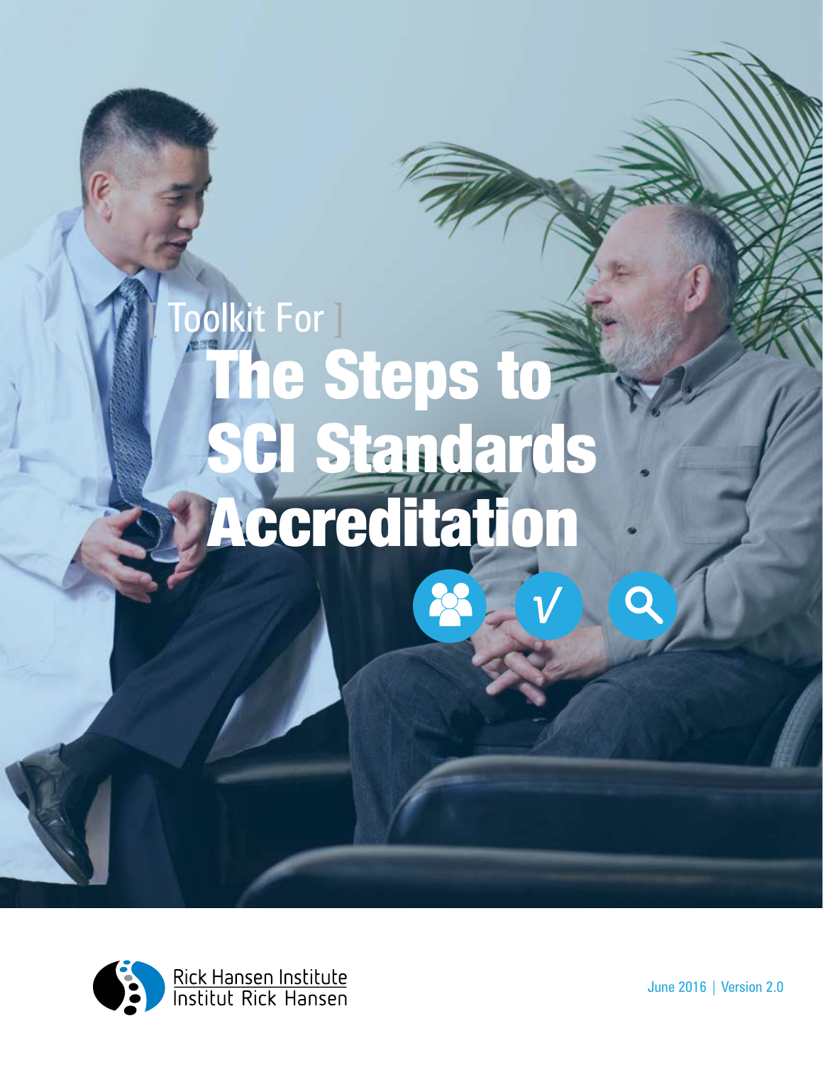[ Toolkit For ]

# The Steps to SCI Standards Accreditation

Rick Hansen Institute
Institut Rick Hansen

June 2016 | Version 2.0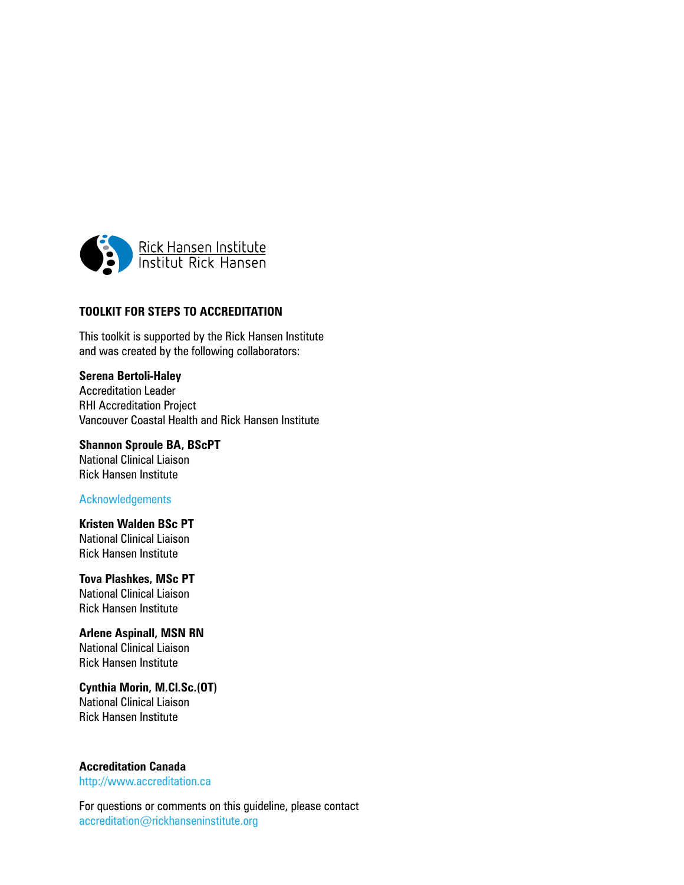Rick Hansen Institute
Institut Rick Hansen

**TOOLKIT FOR STEPS TO ACCREDITATION**

This toolkit is supported by the Rick Hansen Institute and was created by the following collaborators:

**Serena Bertoli-Haley**
Accreditation Leader
RHI Accreditation Project
Vancouver Coastal Health and Rick Hansen Institute

**Shannon Sproule BA, BScPT**
National Clinical Liaison
Rick Hansen Institute

Acknowledgements

**Kristen Walden BSc PT**
National Clinical Liaison
Rick Hansen Institute

**Tova Plashkes, MSc PT**
National Clinical Liaison
Rick Hansen Institute

**Arlene Aspinall, MSN RN**
National Clinical Liaison
Rick Hansen Institute

**Cynthia Morin, M.Cl.Sc.(OT)**
National Clinical Liaison
Rick Hansen Institute

**Accreditation Canada**
http://www.accreditation.ca

For questions or comments on this guideline, please contact
accreditation@rickhanseninstitute.org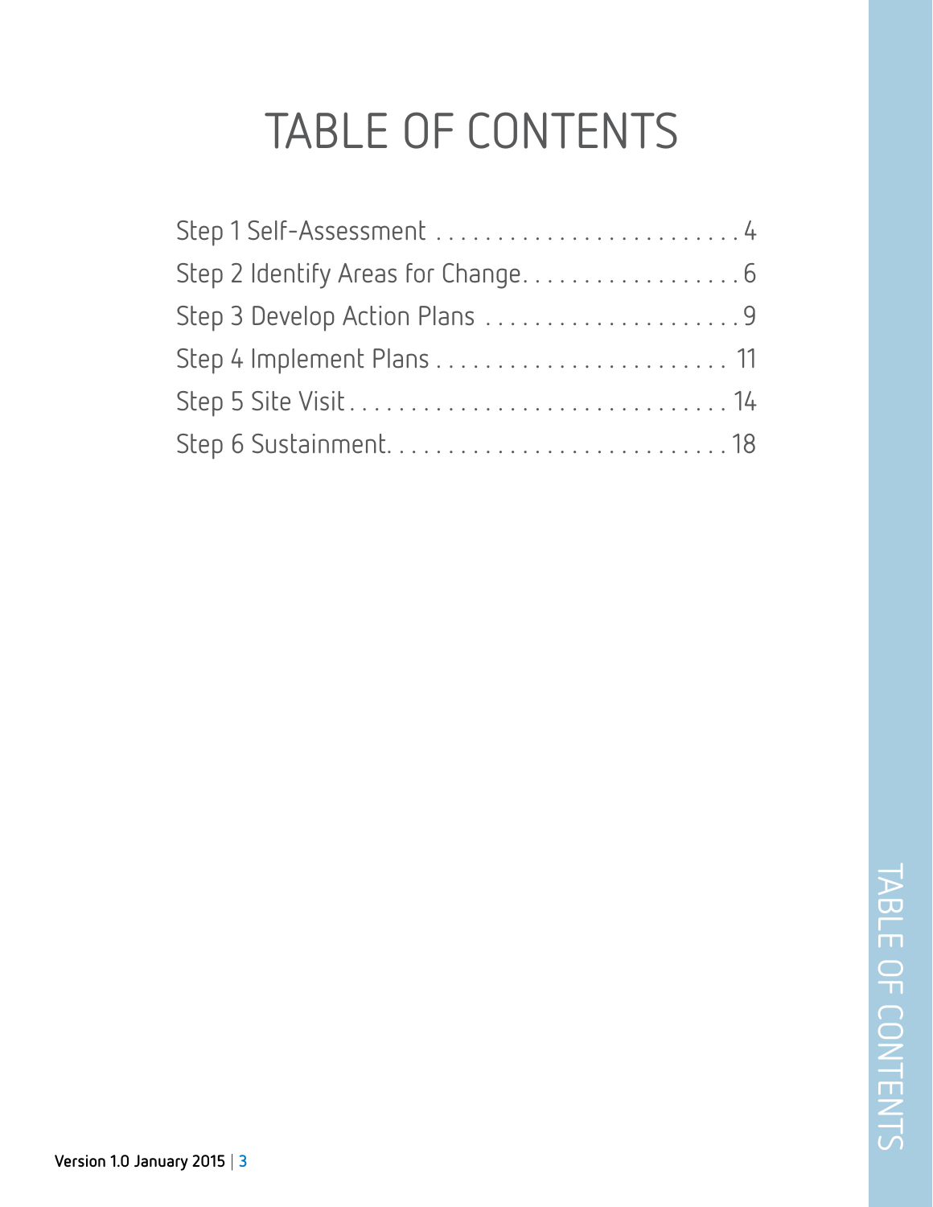# TABLE OF CONTENTS

Step 1 Self-Assessment . . . . . . . . . . . . . . . . . . . . . . . . . 4
Step 2 Identify Areas for Change. . . . . . . . . . . . . . . . . . 6
Step 3 Develop Action Plans . . . . . . . . . . . . . . . . . . . . . 9
Step 4 Implement Plans . . . . . . . . . . . . . . . . . . . . . . . . 11
Step 5 Site Visit . . . . . . . . . . . . . . . . . . . . . . . . . . . . . 14
Step 6 Sustainment. . . . . . . . . . . . . . . . . . . . . . . . . . . 18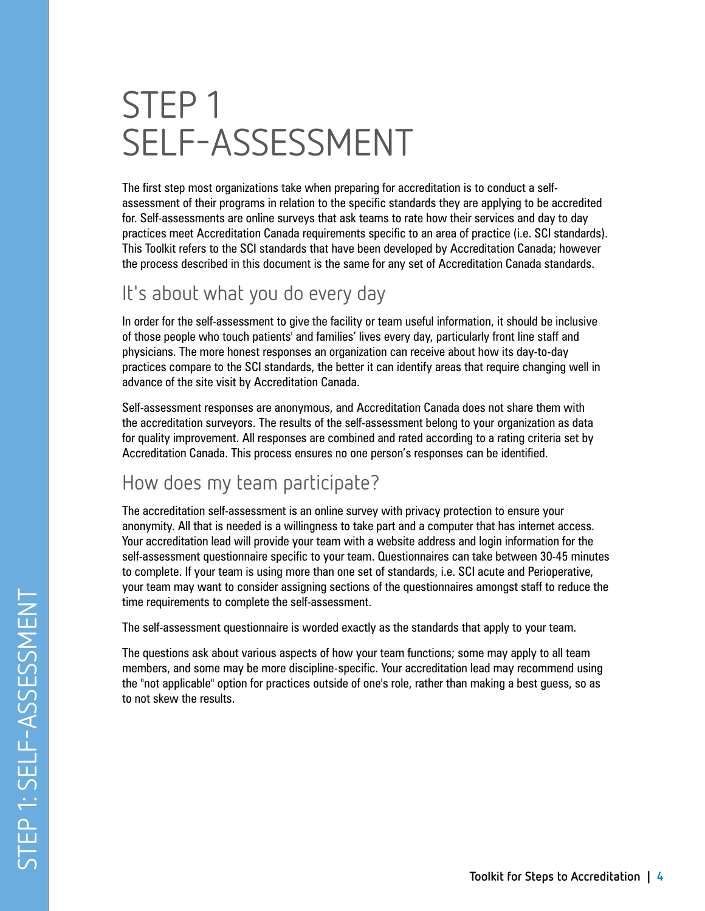# STEP 1 SELF-ASSESSMENT

The first step most organizations take when preparing for accreditation is to conduct a self-assessment of their programs in relation to the specific standards they are applying to be accredited for. Self-assessments are online surveys that ask teams to rate how their services and day to day practices meet Accreditation Canada requirements specific to an area of practice (i.e. SCI standards). This Toolkit refers to the SCI standards that have been developed by Accreditation Canada; however the process described in this document is the same for any set of Accreditation Canada standards.

## It's about what you do every day

In order for the self-assessment to give the facility or team useful information, it should be inclusive of those people who touch patients' and families' lives every day, particularly front line staff and physicians. The more honest responses an organization can receive about how its day-to-day practices compare to the SCI standards, the better it can identify areas that require changing well in advance of the site visit by Accreditation Canada.

Self-assessment responses are anonymous, and Accreditation Canada does not share them with the accreditation surveyors. The results of the self-assessment belong to your organization as data for quality improvement. All responses are combined and rated according to a rating criteria set by Accreditation Canada. This process ensures no one person's responses can be identified.

## How does my team participate?

The accreditation self-assessment is an online survey with privacy protection to ensure your anonymity. All that is needed is a willingness to take part and a computer that has internet access. Your accreditation lead will provide your team with a website address and login information for the self-assessment questionnaire specific to your team. Questionnaires can take between 30-45 minutes to complete. If your team is using more than one set of standards, i.e. SCI acute and Perioperative, your team may want to consider assigning sections of the questionnaires amongst staff to reduce the time requirements to complete the self-assessment.

The self-assessment questionnaire is worded exactly as the standards that apply to your team.

The questions ask about various aspects of how your team functions; some may apply to all team members, and some may be more discipline-specific. Your accreditation lead may recommend using the "not applicable" option for practices outside of one's role, rather than making a best guess, so as to not skew the results.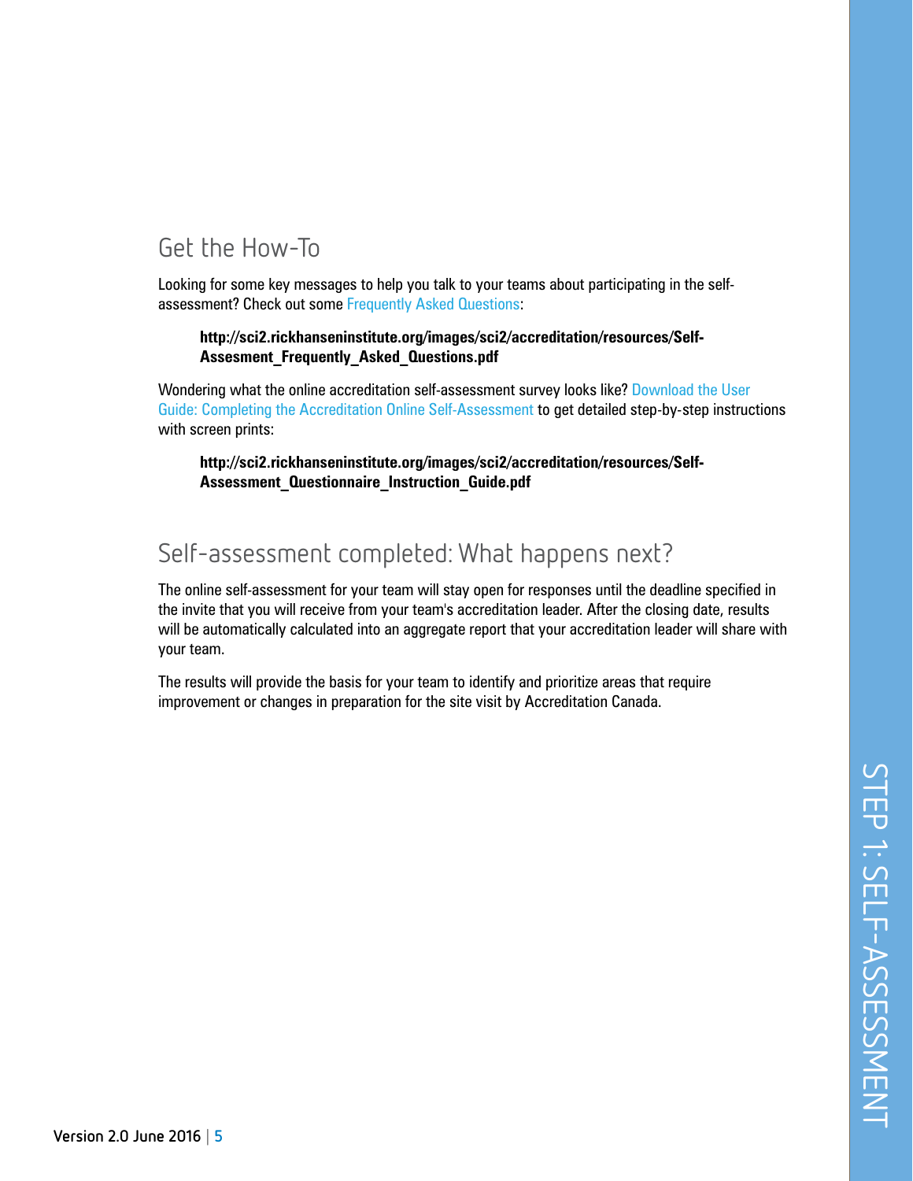## Get the How-To

Looking for some key messages to help you talk to your teams about participating in the self-assessment? Check out some Frequently Asked Questions:

> **http://sci2.rickhanseninstitute.org/images/sci2/accreditation/resources/Self-Assesment_Frequently_Asked_Questions.pdf**

Wondering what the online accreditation self-assessment survey looks like? Download the User Guide: Completing the Accreditation Online Self-Assessment to get detailed step-by-step instructions with screen prints:

> **http://sci2.rickhanseninstitute.org/images/sci2/accreditation/resources/Self-Assessment_Questionnaire_Instruction_Guide.pdf**

## Self-assessment completed: What happens next?

The online self-assessment for your team will stay open for responses until the deadline specified in the invite that you will receive from your team's accreditation leader. After the closing date, results will be automatically calculated into an aggregate report that your accreditation leader will share with your team.

The results will provide the basis for your team to identify and prioritize areas that require improvement or changes in preparation for the site visit by Accreditation Canada.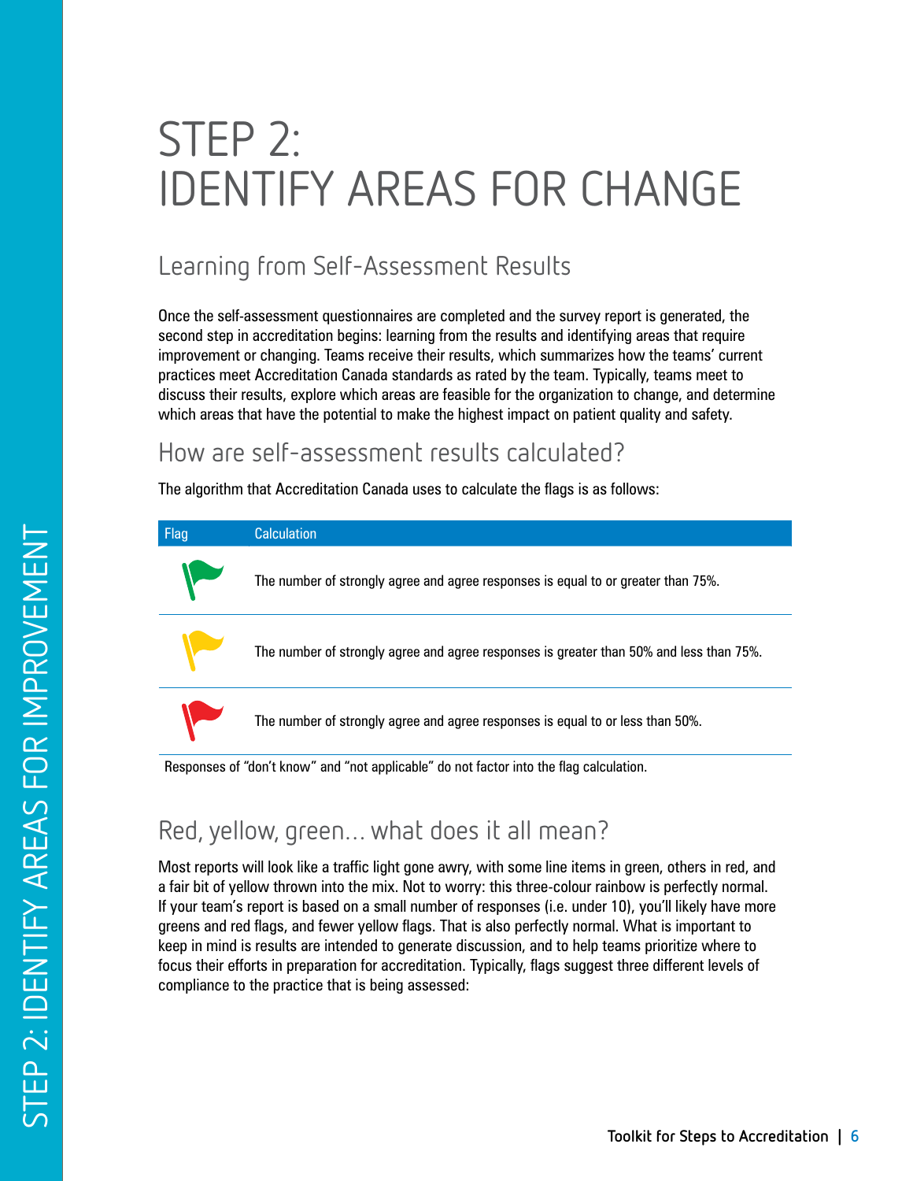# STEP 2: IDENTIFY AREAS FOR CHANGE

## Learning from Self-Assessment Results

Once the self-assessment questionnaires are completed and the survey report is generated, the second step in accreditation begins: learning from the results and identifying areas that require improvement or changing. Teams receive their results, which summarizes how the teams' current practices meet Accreditation Canada standards as rated by the team. Typically, teams meet to discuss their results, explore which areas are feasible for the organization to change, and determine which areas that have the potential to make the highest impact on patient quality and safety.

## How are self-assessment results calculated?

The algorithm that Accreditation Canada uses to calculate the flags is as follows:

| Flag | Calculation |
|---|---|
| Green | The number of strongly agree and agree responses is equal to or greater than 75%. |
| Yellow | The number of strongly agree and agree responses is greater than 50% and less than 75%. |
| Red | The number of strongly agree and agree responses is equal to or less than 50%. |

Responses of "don't know" and "not applicable" do not factor into the flag calculation.

## Red, yellow, green… what does it all mean?

Most reports will look like a traffic light gone awry, with some line items in green, others in red, and a fair bit of yellow thrown into the mix. Not to worry: this three-colour rainbow is perfectly normal. If your team's report is based on a small number of responses (i.e. under 10), you'll likely have more greens and red flags, and fewer yellow flags. That is also perfectly normal. What is important to keep in mind is results are intended to generate discussion, and to help teams prioritize where to focus their efforts in preparation for accreditation. Typically, flags suggest three different levels of compliance to the practice that is being assessed: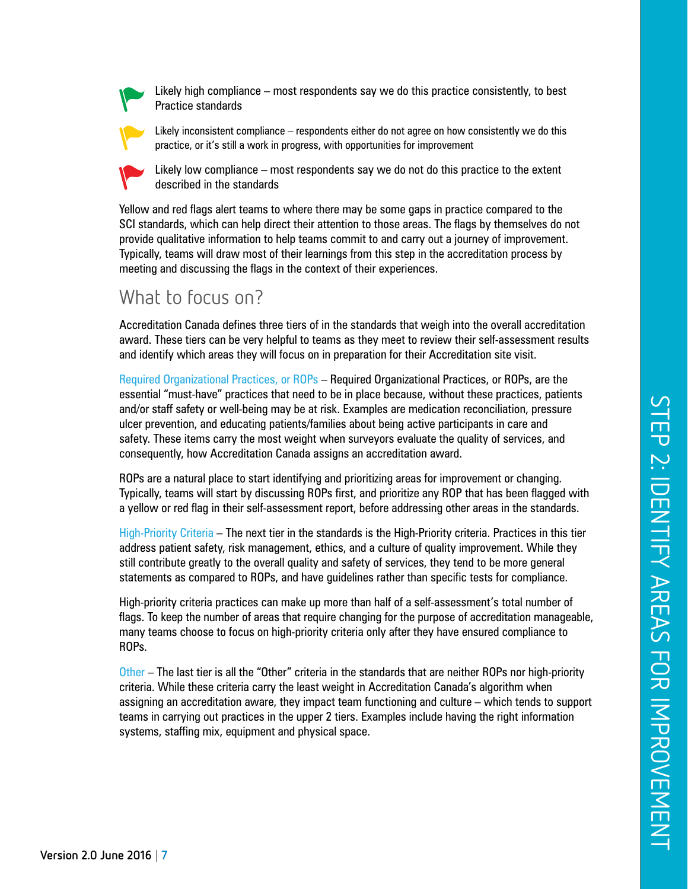Likely high compliance – most respondents say we do this practice consistently, to best Practice standards

Likely inconsistent compliance – respondents either do not agree on how consistently we do this practice, or it's still a work in progress, with opportunities for improvement

Likely low compliance – most respondents say we do not do this practice to the extent described in the standards

Yellow and red flags alert teams to where there may be some gaps in practice compared to the SCI standards, which can help direct their attention to those areas. The flags by themselves do not provide qualitative information to help teams commit to and carry out a journey of improvement. Typically, teams will draw most of their learnings from this step in the accreditation process by meeting and discussing the flags in the context of their experiences.

## What to focus on?

Accreditation Canada defines three tiers of in the standards that weigh into the overall accreditation award. These tiers can be very helpful to teams as they meet to review their self-assessment results and identify which areas they will focus on in preparation for their Accreditation site visit.

Required Organizational Practices, or ROPs – Required Organizational Practices, or ROPs, are the essential "must-have" practices that need to be in place because, without these practices, patients and/or staff safety or well-being may be at risk. Examples are medication reconciliation, pressure ulcer prevention, and educating patients/families about being active participants in care and safety. These items carry the most weight when surveyors evaluate the quality of services, and consequently, how Accreditation Canada assigns an accreditation award.

ROPs are a natural place to start identifying and prioritizing areas for improvement or changing. Typically, teams will start by discussing ROPs first, and prioritize any ROP that has been flagged with a yellow or red flag in their self-assessment report, before addressing other areas in the standards.

High-Priority Criteria – The next tier in the standards is the High-Priority criteria. Practices in this tier address patient safety, risk management, ethics, and a culture of quality improvement. While they still contribute greatly to the overall quality and safety of services, they tend to be more general statements as compared to ROPs, and have guidelines rather than specific tests for compliance.

High-priority criteria practices can make up more than half of a self-assessment's total number of flags. To keep the number of areas that require changing for the purpose of accreditation manageable, many teams choose to focus on high-priority criteria only after they have ensured compliance to ROPs.

Other – The last tier is all the "Other" criteria in the standards that are neither ROPs nor high-priority criteria. While these criteria carry the least weight in Accreditation Canada's algorithm when assigning an accreditation aware, they impact team functioning and culture – which tends to support teams in carrying out practices in the upper 2 tiers. Examples include having the right information systems, staffing mix, equipment and physical space.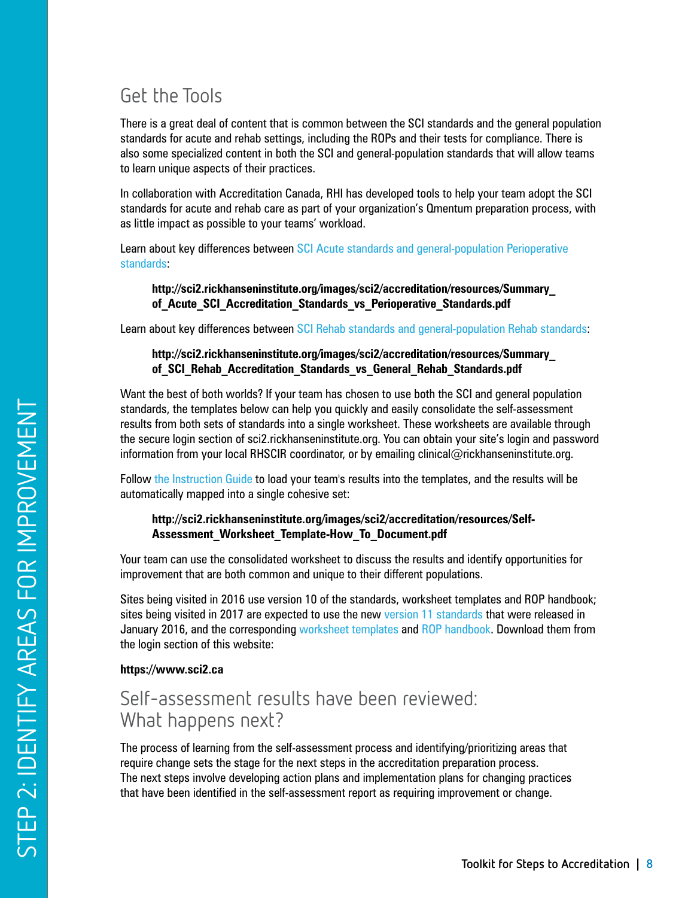## Get the Tools

There is a great deal of content that is common between the SCI standards and the general population standards for acute and rehab settings, including the ROPs and their tests for compliance. There is also some specialized content in both the SCI and general-population standards that will allow teams to learn unique aspects of their practices.

In collaboration with Accreditation Canada, RHI has developed tools to help your team adopt the SCI standards for acute and rehab care as part of your organization's Qmentum preparation process, with as little impact as possible to your teams' workload.

Learn about key differences between SCI Acute standards and general-population Perioperative standards:

> **http://sci2.rickhanseninstitute.org/images/sci2/accreditation/resources/Summary_of_Acute_SCI_Accreditation_Standards_vs_Perioperative_Standards.pdf**

Learn about key differences between SCI Rehab standards and general-population Rehab standards:

> **http://sci2.rickhanseninstitute.org/images/sci2/accreditation/resources/Summary_of_SCI_Rehab_Accreditation_Standards_vs_General_Rehab_Standards.pdf**

Want the best of both worlds? If your team has chosen to use both the SCI and general population standards, the templates below can help you quickly and easily consolidate the self-assessment results from both sets of standards into a single worksheet. These worksheets are available through the secure login section of sci2.rickhanseninstitute.org. You can obtain your site's login and password information from your local RHSCIR coordinator, or by emailing clinical@rickhanseninstitute.org.

Follow the Instruction Guide to load your team's results into the templates, and the results will be automatically mapped into a single cohesive set:

> **http://sci2.rickhanseninstitute.org/images/sci2/accreditation/resources/Self-Assessment_Worksheet_Template-How_To_Document.pdf**

Your team can use the consolidated worksheet to discuss the results and identify opportunities for improvement that are both common and unique to their different populations.

Sites being visited in 2016 use version 10 of the standards, worksheet templates and ROP handbook; sites being visited in 2017 are expected to use the new version 11 standards that were released in January 2016, and the corresponding worksheet templates and ROP handbook. Download them from the login section of this website:

**https://www.sci2.ca**

## Self-assessment results have been reviewed: What happens next?

The process of learning from the self-assessment process and identifying/prioritizing areas that require change sets the stage for the next steps in the accreditation preparation process. The next steps involve developing action plans and implementation plans for changing practices that have been identified in the self-assessment report as requiring improvement or change.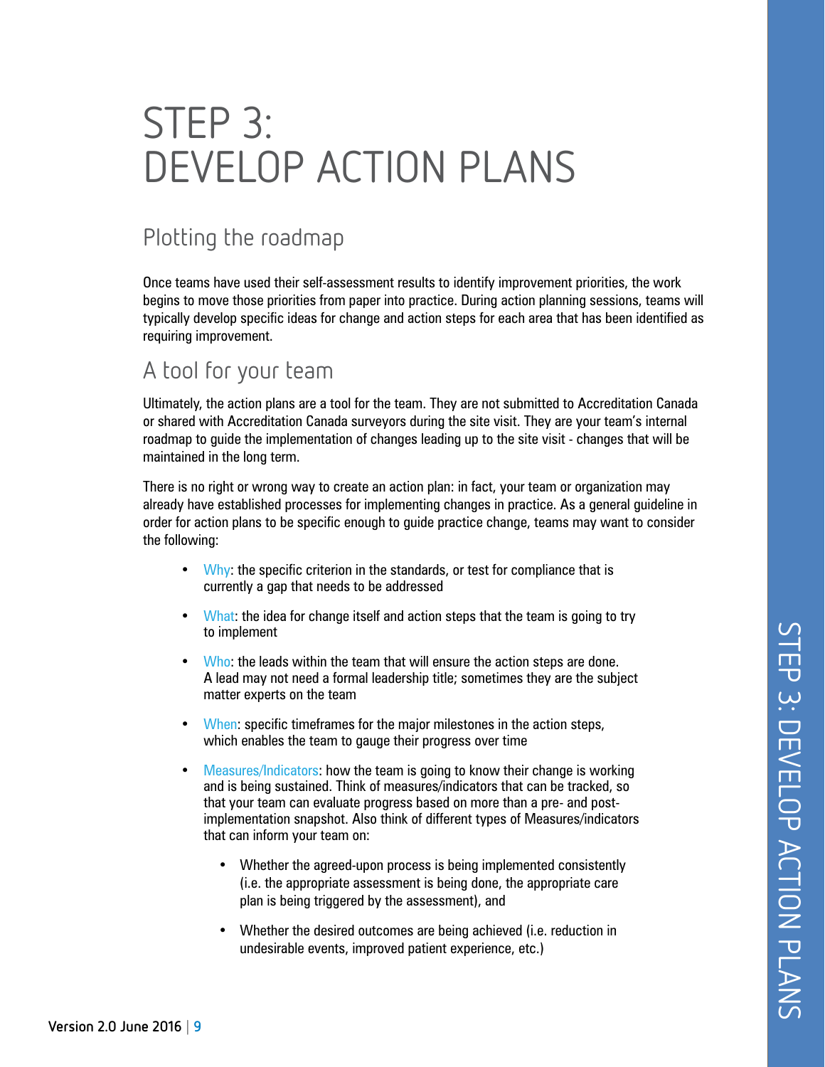# STEP 3: DEVELOP ACTION PLANS

## Plotting the roadmap

Once teams have used their self-assessment results to identify improvement priorities, the work begins to move those priorities from paper into practice. During action planning sessions, teams will typically develop specific ideas for change and action steps for each area that has been identified as requiring improvement.

## A tool for your team

Ultimately, the action plans are a tool for the team. They are not submitted to Accreditation Canada or shared with Accreditation Canada surveyors during the site visit. They are your team's internal roadmap to guide the implementation of changes leading up to the site visit - changes that will be maintained in the long term.

There is no right or wrong way to create an action plan: in fact, your team or organization may already have established processes for implementing changes in practice. As a general guideline in order for action plans to be specific enough to guide practice change, teams may want to consider the following:

- Why: the specific criterion in the standards, or test for compliance that is currently a gap that needs to be addressed
- What: the idea for change itself and action steps that the team is going to try to implement
- Who: the leads within the team that will ensure the action steps are done. A lead may not need a formal leadership title; sometimes they are the subject matter experts on the team
- When: specific timeframes for the major milestones in the action steps, which enables the team to gauge their progress over time
- Measures/Indicators: how the team is going to know their change is working and is being sustained. Think of measures/indicators that can be tracked, so that your team can evaluate progress based on more than a pre- and post-implementation snapshot. Also think of different types of Measures/indicators that can inform your team on:
  - Whether the agreed-upon process is being implemented consistently (i.e. the appropriate assessment is being done, the appropriate care plan is being triggered by the assessment), and
  - Whether the desired outcomes are being achieved (i.e. reduction in undesirable events, improved patient experience, etc.)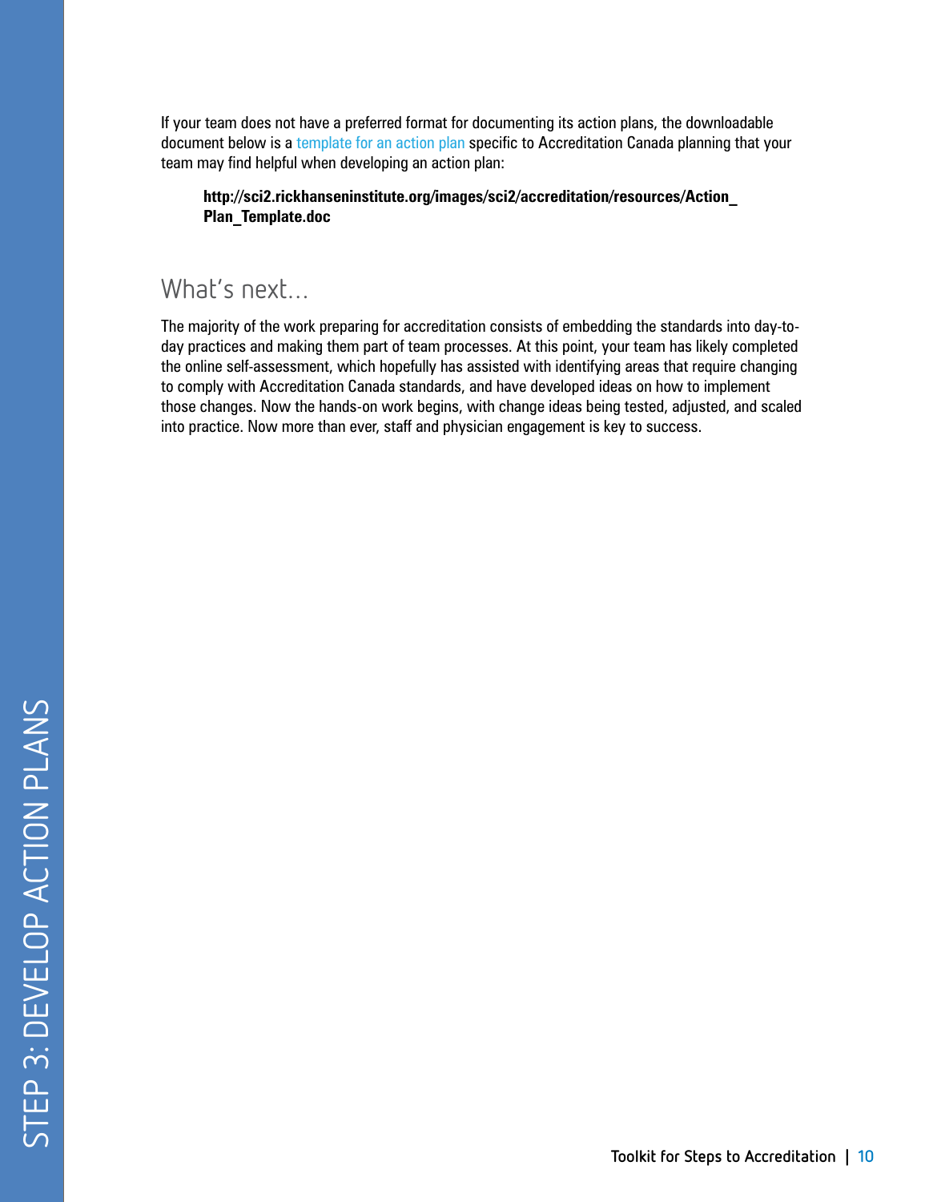If your team does not have a preferred format for documenting its action plans, the downloadable document below is a template for an action plan specific to Accreditation Canada planning that your team may find helpful when developing an action plan:

**http://sci2.rickhanseninstitute.org/images/sci2/accreditation/resources/Action_Plan_Template.doc**

## What's next…

The majority of the work preparing for accreditation consists of embedding the standards into day-to-day practices and making them part of team processes. At this point, your team has likely completed the online self-assessment, which hopefully has assisted with identifying areas that require changing to comply with Accreditation Canada standards, and have developed ideas on how to implement those changes. Now the hands-on work begins, with change ideas being tested, adjusted, and scaled into practice. Now more than ever, staff and physician engagement is key to success.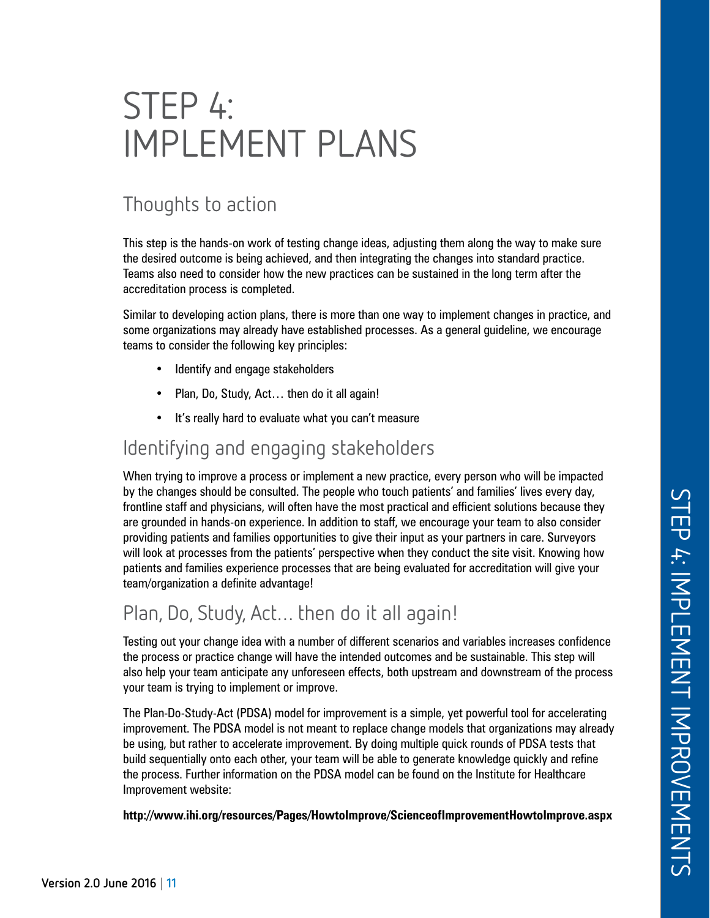# STEP 4: IMPLEMENT PLANS

## Thoughts to action

This step is the hands-on work of testing change ideas, adjusting them along the way to make sure the desired outcome is being achieved, and then integrating the changes into standard practice. Teams also need to consider how the new practices can be sustained in the long term after the accreditation process is completed.

Similar to developing action plans, there is more than one way to implement changes in practice, and some organizations may already have established processes. As a general guideline, we encourage teams to consider the following key principles:

- Identify and engage stakeholders
- Plan, Do, Study, Act… then do it all again!
- It's really hard to evaluate what you can't measure

## Identifying and engaging stakeholders

When trying to improve a process or implement a new practice, every person who will be impacted by the changes should be consulted. The people who touch patients' and families' lives every day, frontline staff and physicians, will often have the most practical and efficient solutions because they are grounded in hands-on experience. In addition to staff, we encourage your team to also consider providing patients and families opportunities to give their input as your partners in care. Surveyors will look at processes from the patients' perspective when they conduct the site visit. Knowing how patients and families experience processes that are being evaluated for accreditation will give your team/organization a definite advantage!

## Plan, Do, Study, Act… then do it all again!

Testing out your change idea with a number of different scenarios and variables increases confidence the process or practice change will have the intended outcomes and be sustainable. This step will also help your team anticipate any unforeseen effects, both upstream and downstream of the process your team is trying to implement or improve.

The Plan-Do-Study-Act (PDSA) model for improvement is a simple, yet powerful tool for accelerating improvement. The PDSA model is not meant to replace change models that organizations may already be using, but rather to accelerate improvement. By doing multiple quick rounds of PDSA tests that build sequentially onto each other, your team will be able to generate knowledge quickly and refine the process. Further information on the PDSA model can be found on the Institute for Healthcare Improvement website:

**http://www.ihi.org/resources/Pages/HowtoImprove/ScienceofImprovementHowtoImprove.aspx**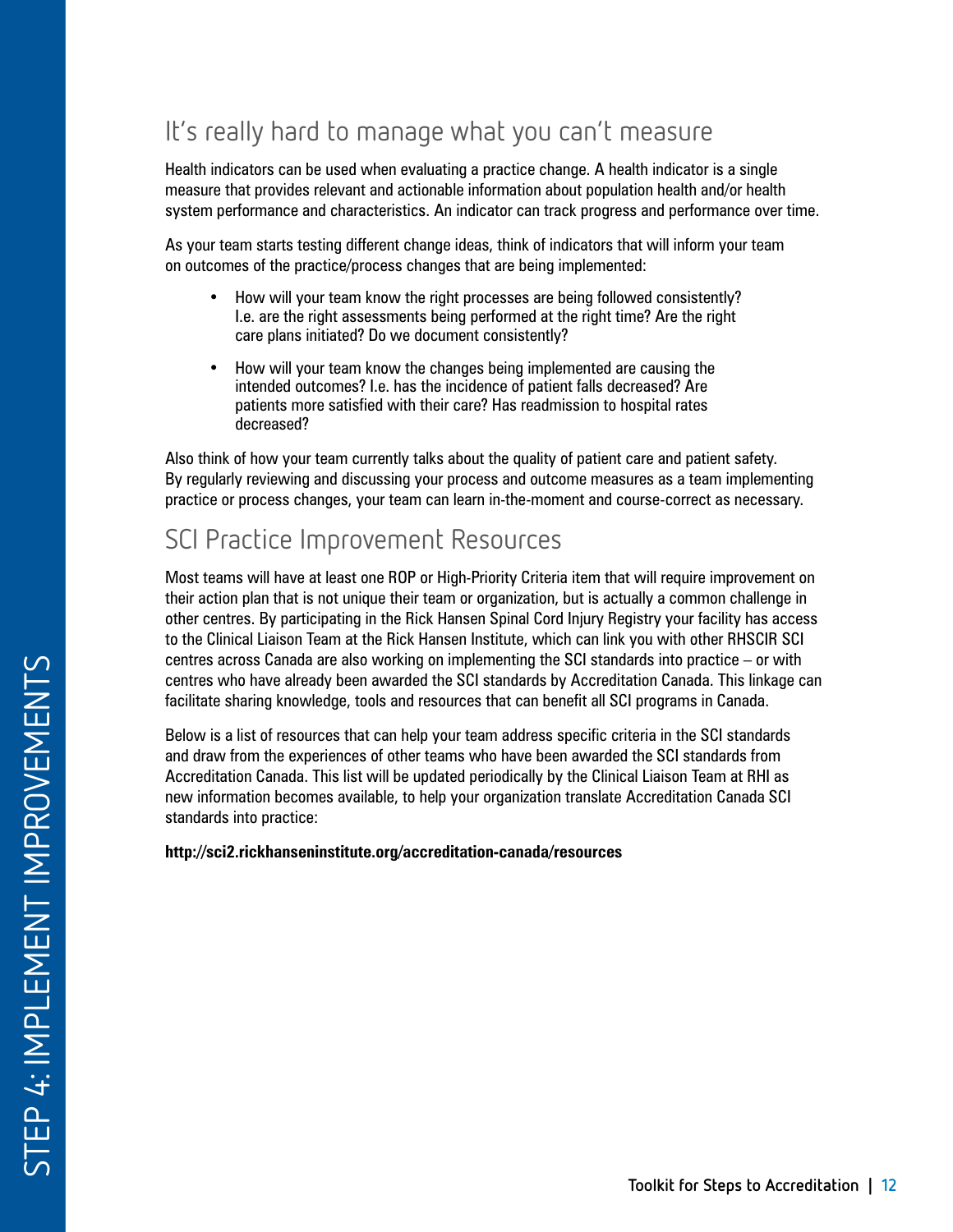## It's really hard to manage what you can't measure

Health indicators can be used when evaluating a practice change. A health indicator is a single measure that provides relevant and actionable information about population health and/or health system performance and characteristics. An indicator can track progress and performance over time.

As your team starts testing different change ideas, think of indicators that will inform your team on outcomes of the practice/process changes that are being implemented:

- How will your team know the right processes are being followed consistently? I.e. are the right assessments being performed at the right time? Are the right care plans initiated? Do we document consistently?
- How will your team know the changes being implemented are causing the intended outcomes? I.e. has the incidence of patient falls decreased? Are patients more satisfied with their care? Has readmission to hospital rates decreased?

Also think of how your team currently talks about the quality of patient care and patient safety. By regularly reviewing and discussing your process and outcome measures as a team implementing practice or process changes, your team can learn in-the-moment and course-correct as necessary.

## SCI Practice Improvement Resources

Most teams will have at least one ROP or High-Priority Criteria item that will require improvement on their action plan that is not unique their team or organization, but is actually a common challenge in other centres. By participating in the Rick Hansen Spinal Cord Injury Registry your facility has access to the Clinical Liaison Team at the Rick Hansen Institute, which can link you with other RHSCIR SCI centres across Canada are also working on implementing the SCI standards into practice – or with centres who have already been awarded the SCI standards by Accreditation Canada. This linkage can facilitate sharing knowledge, tools and resources that can benefit all SCI programs in Canada.

Below is a list of resources that can help your team address specific criteria in the SCI standards and draw from the experiences of other teams who have been awarded the SCI standards from Accreditation Canada. This list will be updated periodically by the Clinical Liaison Team at RHI as new information becomes available, to help your organization translate Accreditation Canada SCI standards into practice:

**http://sci2.rickhanseninstitute.org/accreditation-canada/resources**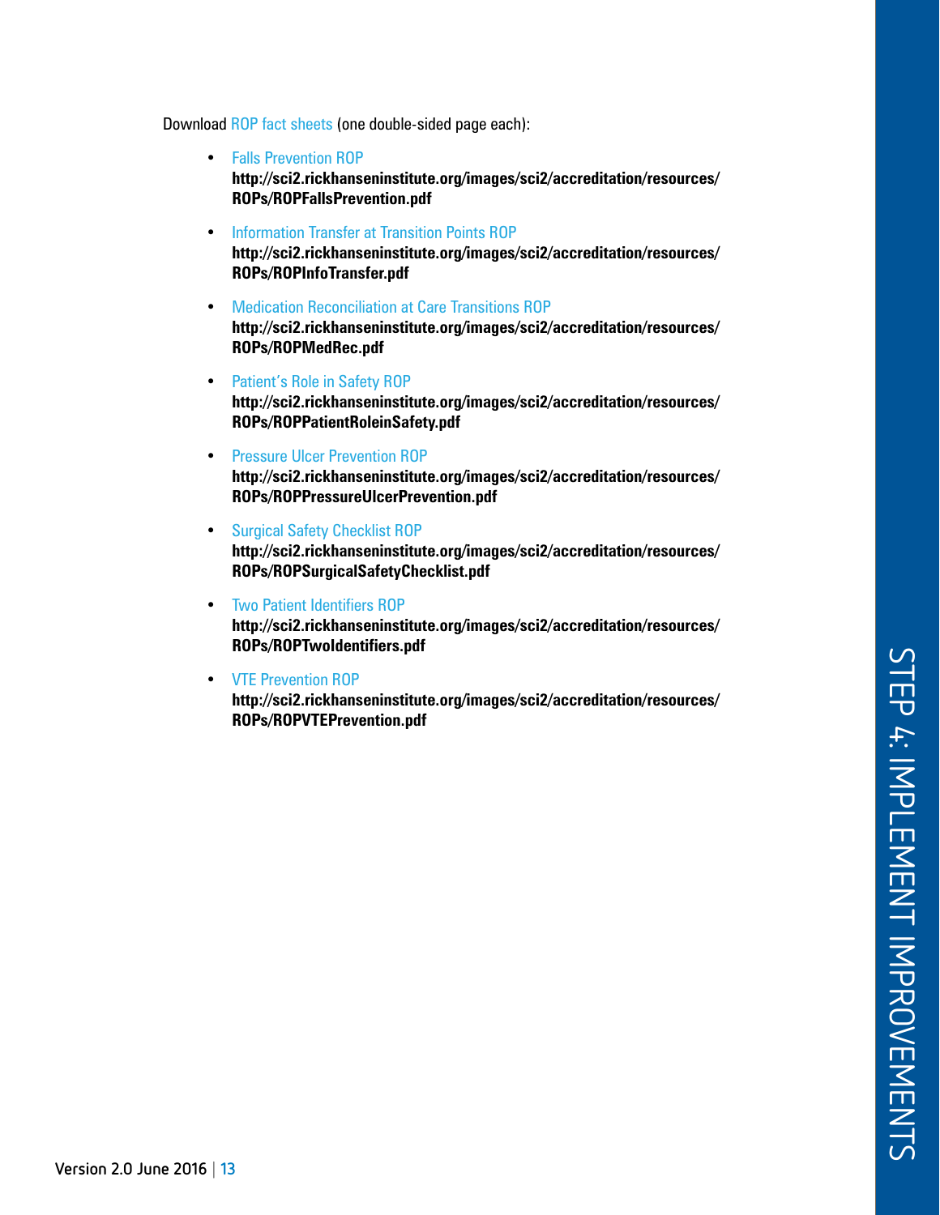Download ROP fact sheets (one double-sided page each):

- Falls Prevention ROP
  **http://sci2.rickhanseninstitute.org/images/sci2/accreditation/resources/ROPs/ROPFallsPrevention.pdf**
- Information Transfer at Transition Points ROP
  **http://sci2.rickhanseninstitute.org/images/sci2/accreditation/resources/ROPs/ROPInfoTransfer.pdf**
- Medication Reconciliation at Care Transitions ROP
  **http://sci2.rickhanseninstitute.org/images/sci2/accreditation/resources/ROPs/ROPMedRec.pdf**
- Patient's Role in Safety ROP
  **http://sci2.rickhanseninstitute.org/images/sci2/accreditation/resources/ROPs/ROPPatientRoleinSafety.pdf**
- Pressure Ulcer Prevention ROP
  **http://sci2.rickhanseninstitute.org/images/sci2/accreditation/resources/ROPs/ROPPressureUlcerPrevention.pdf**
- Surgical Safety Checklist ROP
  **http://sci2.rickhanseninstitute.org/images/sci2/accreditation/resources/ROPs/ROPSurgicalSafetyChecklist.pdf**
- Two Patient Identifiers ROP
  **http://sci2.rickhanseninstitute.org/images/sci2/accreditation/resources/ROPs/ROPTwoIdentifiers.pdf**
- VTE Prevention ROP
  **http://sci2.rickhanseninstitute.org/images/sci2/accreditation/resources/ROPs/ROPVTEPrevention.pdf**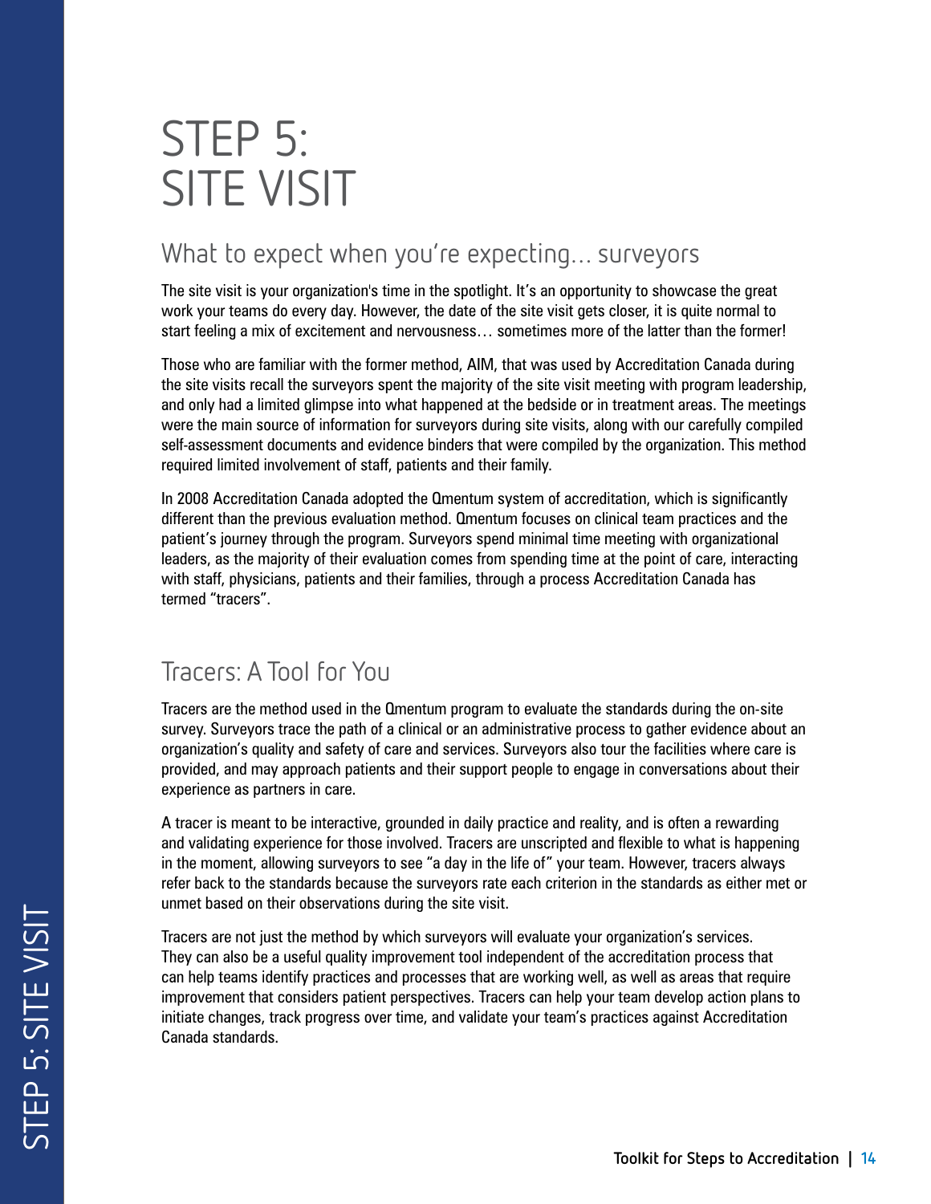# STEP 5: SITE VISIT

## What to expect when you're expecting… surveyors

The site visit is your organization's time in the spotlight. It's an opportunity to showcase the great work your teams do every day. However, the date of the site visit gets closer, it is quite normal to start feeling a mix of excitement and nervousness… sometimes more of the latter than the former!

Those who are familiar with the former method, AIM, that was used by Accreditation Canada during the site visits recall the surveyors spent the majority of the site visit meeting with program leadership, and only had a limited glimpse into what happened at the bedside or in treatment areas. The meetings were the main source of information for surveyors during site visits, along with our carefully compiled self-assessment documents and evidence binders that were compiled by the organization. This method required limited involvement of staff, patients and their family.

In 2008 Accreditation Canada adopted the Qmentum system of accreditation, which is significantly different than the previous evaluation method. Qmentum focuses on clinical team practices and the patient's journey through the program. Surveyors spend minimal time meeting with organizational leaders, as the majority of their evaluation comes from spending time at the point of care, interacting with staff, physicians, patients and their families, through a process Accreditation Canada has termed "tracers".

## Tracers: A Tool for You

Tracers are the method used in the Qmentum program to evaluate the standards during the on-site survey. Surveyors trace the path of a clinical or an administrative process to gather evidence about an organization's quality and safety of care and services. Surveyors also tour the facilities where care is provided, and may approach patients and their support people to engage in conversations about their experience as partners in care.

A tracer is meant to be interactive, grounded in daily practice and reality, and is often a rewarding and validating experience for those involved. Tracers are unscripted and flexible to what is happening in the moment, allowing surveyors to see "a day in the life of" your team. However, tracers always refer back to the standards because the surveyors rate each criterion in the standards as either met or unmet based on their observations during the site visit.

Tracers are not just the method by which surveyors will evaluate your organization's services. They can also be a useful quality improvement tool independent of the accreditation process that can help teams identify practices and processes that are working well, as well as areas that require improvement that considers patient perspectives. Tracers can help your team develop action plans to initiate changes, track progress over time, and validate your team's practices against Accreditation Canada standards.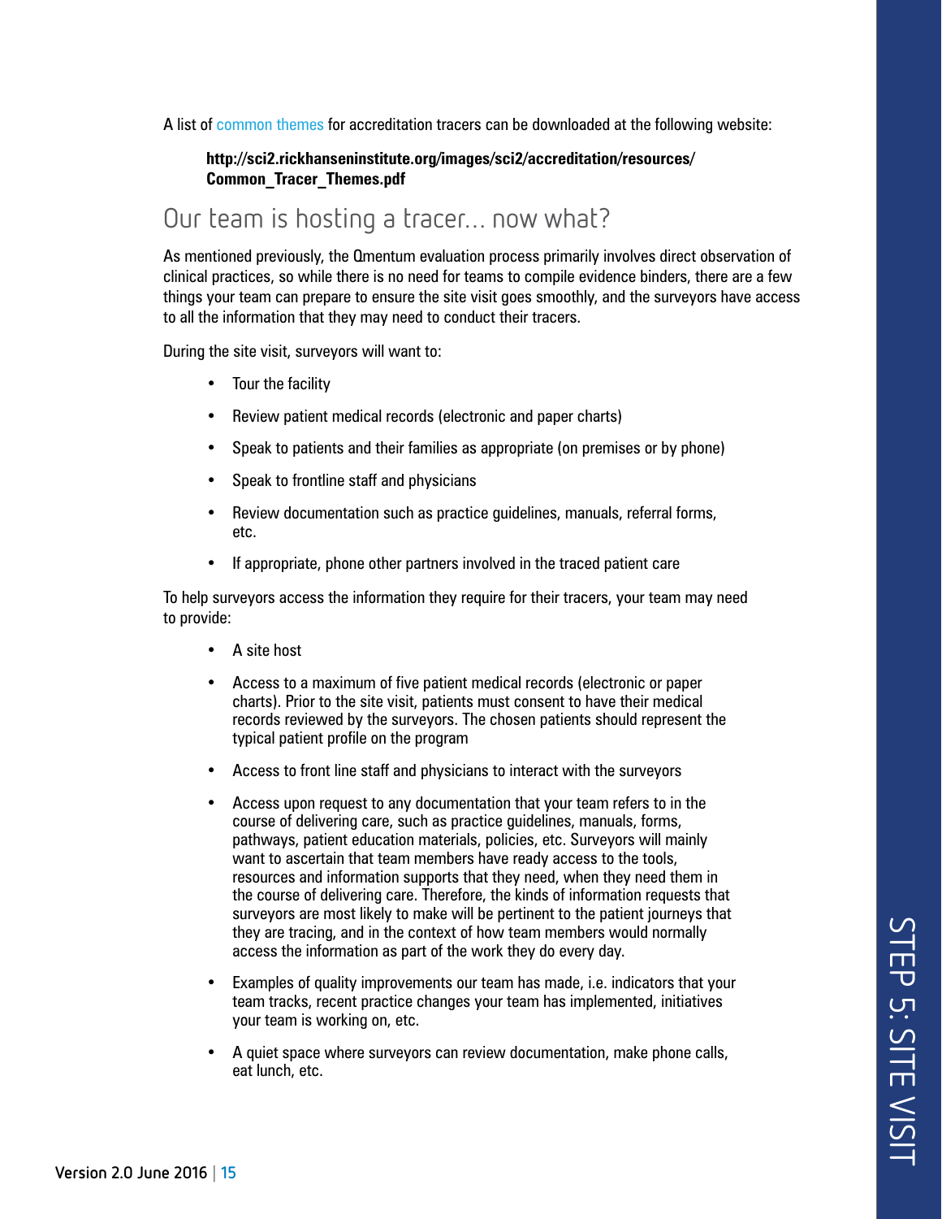A list of common themes for accreditation tracers can be downloaded at the following website:

**http://sci2.rickhanseninstitute.org/images/sci2/accreditation/resources/Common_Tracer_Themes.pdf**

## Our team is hosting a tracer… now what?

As mentioned previously, the Qmentum evaluation process primarily involves direct observation of clinical practices, so while there is no need for teams to compile evidence binders, there a few things your team can prepare to ensure the site visit goes smoothly, and the surveyors have access to all the information that they may need to conduct their tracers.

During the site visit, surveyors will want to:

- Tour the facility
- Review patient medical records (electronic and paper charts)
- Speak to patients and their families as appropriate (on premises or by phone)
- Speak to frontline staff and physicians
- Review documentation such as practice guidelines, manuals, referral forms, etc.
- If appropriate, phone other partners involved in the traced patient care

To help surveyors access the information they require for their tracers, your team may need to provide:

- A site host
- Access to a maximum of five patient medical records (electronic or paper charts). Prior to the site visit, patients must consent to have their medical records reviewed by the surveyors. The chosen patients should represent the typical patient profile on the program
- Access to front line staff and physicians to interact with the surveyors
- Access upon request to any documentation that your team refers to in the course of delivering care, such as practice guidelines, manuals, forms, pathways, patient education materials, policies, etc. Surveyors will mainly want to ascertain that team members have ready access to the tools, resources and information supports that they need, when they need them in the course of delivering care. Therefore, the kinds of information requests that surveyors are most likely to make will be pertinent to the patient journeys that they are tracing, and in the context of how team members would normally access the information as part of the work they do every day.
- Examples of quality improvements our team has made, i.e. indicators that your team tracks, recent practice changes your team has implemented, initiatives your team is working on, etc.
- A quiet space where surveyors can review documentation, make phone calls, eat lunch, etc.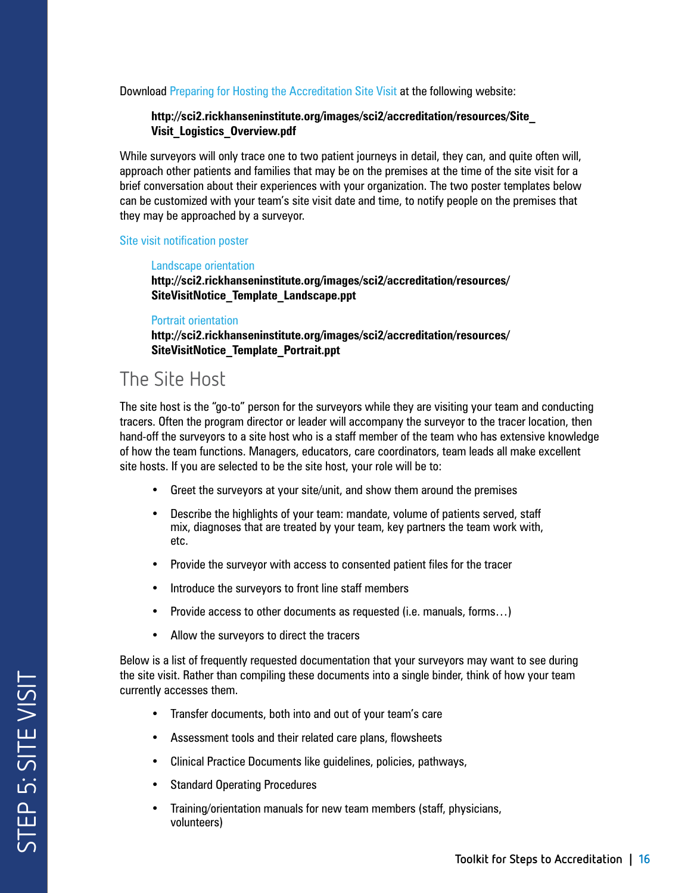Download Preparing for Hosting the Accreditation Site Visit at the following website:

> **http://sci2.rickhanseninstitute.org/images/sci2/accreditation/resources/Site_Visit_Logistics_Overview.pdf**

While surveyors will only trace one to two patient journeys in detail, they can, and quite often will, approach other patients and families that may be on the premises at the time of the site visit for a brief conversation about their experiences with your organization. The two poster templates below can be customized with your team's site visit date and time, to notify people on the premises that they may be approached by a surveyor.

Site visit notification poster

> Landscape orientation
> **http://sci2.rickhanseninstitute.org/images/sci2/accreditation/resources/SiteVisitNotice_Template_Landscape.ppt**
>
> Portrait orientation
> **http://sci2.rickhanseninstitute.org/images/sci2/accreditation/resources/SiteVisitNotice_Template_Portrait.ppt**

## The Site Host

The site host is the "go-to" person for the surveyors while they are visiting your team and conducting tracers. Often the program director or leader will accompany the surveyor to the tracer location, then hand-off the surveyors to a site host who is a staff member of the team who has extensive knowledge of how the team functions. Managers, educators, care coordinators, team leads all make excellent site hosts. If you are selected to be the site host, your role will be to:

- Greet the surveyors at your site/unit, and show them around the premises
- Describe the highlights of your team: mandate, volume of patients served, staff mix, diagnoses that are treated by your team, key partners the team work with, etc.
- Provide the surveyor with access to consented patient files for the tracer
- Introduce the surveyors to front line staff members
- Provide access to other documents as requested (i.e. manuals, forms…)
- Allow the surveyors to direct the tracers

Below is a list of frequently requested documentation that your surveyors may want to see during the site visit. Rather than compiling these documents into a single binder, think of how your team currently accesses them.

- Transfer documents, both into and out of your team's care
- Assessment tools and their related care plans, flowsheets
- Clinical Practice Documents like guidelines, policies, pathways,
- Standard Operating Procedures
- Training/orientation manuals for new team members (staff, physicians, volunteers)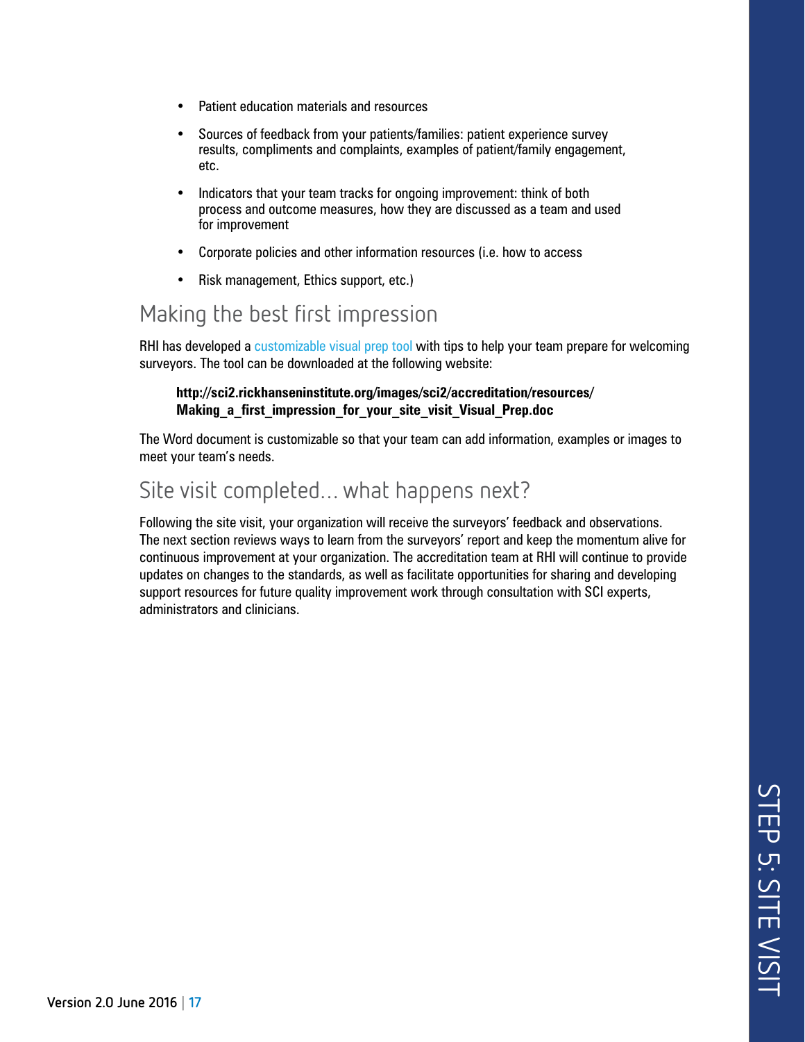- Patient education materials and resources
- Sources of feedback from your patients/families: patient experience survey results, compliments and complaints, examples of patient/family engagement, etc.
- Indicators that your team tracks for ongoing improvement: think of both process and outcome measures, how they are discussed as a team and used for improvement
- Corporate policies and other information resources (i.e. how to access
- Risk management, Ethics support, etc.)

## Making the best first impression

RHI has developed a customizable visual prep tool with tips to help your team prepare for welcoming surveyors. The tool can be downloaded at the following website:

**http://sci2.rickhanseninstitute.org/images/sci2/accreditation/resources/Making_a_first_impression_for_your_site_visit_Visual_Prep.doc**

The Word document is customizable so that your team can add information, examples or images to meet your team's needs.

## Site visit completed... what happens next?

Following the site visit, your organization will receive the surveyors' feedback and observations. The next section reviews ways to learn from the surveyors' report and keep the momentum alive for continuous improvement at your organization. The accreditation team at RHI will continue to provide updates on changes to the standards, as well as facilitate opportunities for sharing and developing support resources for future quality improvement work through consultation with SCI experts, administrators and clinicians.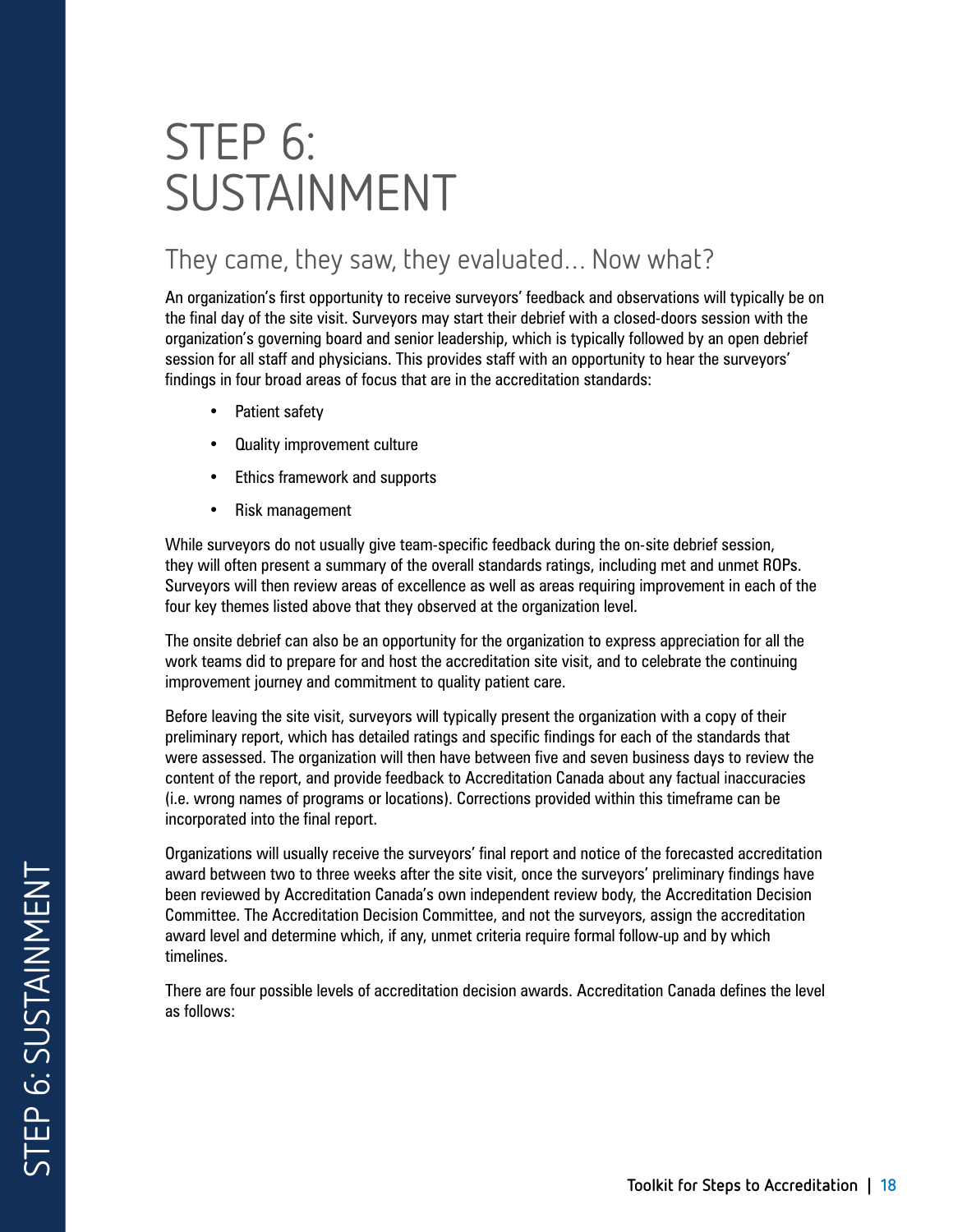# STEP 6: SUSTAINMENT

## They came, they saw, they evaluated… Now what?

An organization's first opportunity to receive surveyors' feedback and observations will typically be on the final day of the site visit. Surveyors may start their debrief with a closed-doors session with the organization's governing board and senior leadership, which is typically followed by an open debrief session for all staff and physicians. This provides staff with an opportunity to hear the surveyors' findings in four broad areas of focus that are in the accreditation standards:

- Patient safety
- Quality improvement culture
- Ethics framework and supports
- Risk management

While surveyors do not usually give team-specific feedback during the on-site debrief session, they will often present a summary of the overall standards ratings, including met and unmet ROPs. Surveyors will then review areas of excellence as well as areas requiring improvement in each of the four key themes listed above that they observed at the organization level.

The onsite debrief can also be an opportunity for the organization to express appreciation for all the work teams did to prepare for and host the accreditation site visit, and to celebrate the continuing improvement journey and commitment to quality patient care.

Before leaving the site visit, surveyors will typically present the organization with a copy of their preliminary report, which has detailed ratings and specific findings for each of the standards that were assessed. The organization will then have between five and seven business days to review the content of the report, and provide feedback to Accreditation Canada about any factual inaccuracies (i.e. wrong names of programs or locations). Corrections provided within this timeframe can be incorporated into the final report.

Organizations will usually receive the surveyors' final report and notice of the forecasted accreditation award between two to three weeks after the site visit, once the surveyors' preliminary findings have been reviewed by Accreditation Canada's own independent review body, the Accreditation Decision Committee. The Accreditation Decision Committee, and not the surveyors, assign the accreditation award level and determine which, if any, unmet criteria require formal follow-up and by which timelines.

There are four possible levels of accreditation decision awards. Accreditation Canada defines the level as follows: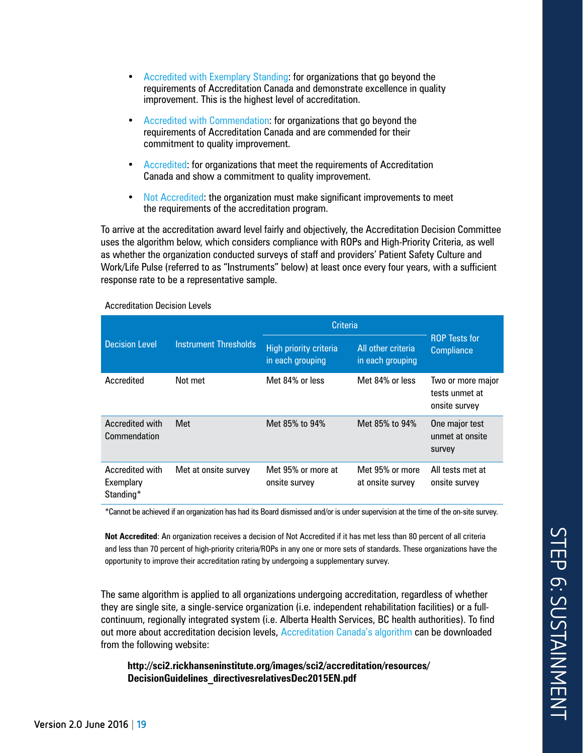- Accredited with Exemplary Standing: for organizations that go beyond the requirements of Accreditation Canada and demonstrate excellence in quality improvement. This is the highest level of accreditation.

- Accredited with Commendation: for organizations that go beyond the requirements of Accreditation Canada and are commended for their commitment to quality improvement.

- Accredited: for organizations that meet the requirements of Accreditation Canada and show a commitment to quality improvement.

- Not Accredited: the organization must make significant improvements to meet the requirements of the accreditation program.

To arrive at the accreditation award level fairly and objectively, the Accreditation Decision Committee uses the algorithm below, which considers compliance with ROPs and High-Priority Criteria, as well as whether the organization conducted surveys of staff and providers' Patient Safety Culture and Work/Life Pulse (referred to as "Instruments" below) at least once every four years, with a sufficient response rate to be a representative sample.

Accreditation Decision Levels

| Decision Level | Instrument Thresholds | Criteria | | ROP Tests for Compliance |
|---|---|---|---|---|
| | | High priority criteria in each grouping | All other criteria in each grouping | |
| Accredited | Not met | Met 84% or less | Met 84% or less | Two or more major tests unmet at onsite survey |
| Accredited with Commendation | Met | Met 85% to 94% | Met 85% to 94% | One major test unmet at onsite survey |
| Accredited with Exemplary Standing* | Met at onsite survey | Met 95% or more at onsite survey | Met 95% or more at onsite survey | All tests met at onsite survey |

*Cannot be achieved if an organization has had its Board dismissed and/or is under supervision at the time of the on-site survey.

**Not Accredited**: An organization receives a decision of Not Accredited if it has met less than 80 percent of all criteria and less than 70 percent of high-priority criteria/ROPs in any one or more sets of standards. These organizations have the opportunity to improve their accreditation rating by undergoing a supplementary survey.

The same algorithm is applied to all organizations undergoing accreditation, regardless of whether they are single site, a single-service organization (i.e. independent rehabilitation facilities) or a full-continuum, regionally integrated system (i.e. Alberta Health Services, BC health authorities). To find out more about accreditation decision levels, Accreditation Canada's algorithm can be downloaded from the following website:

**http://sci2.rickhanseninstitute.org/images/sci2/accreditation/resources/DecisionGuidelines_directivesrelativesDec2015EN.pdf**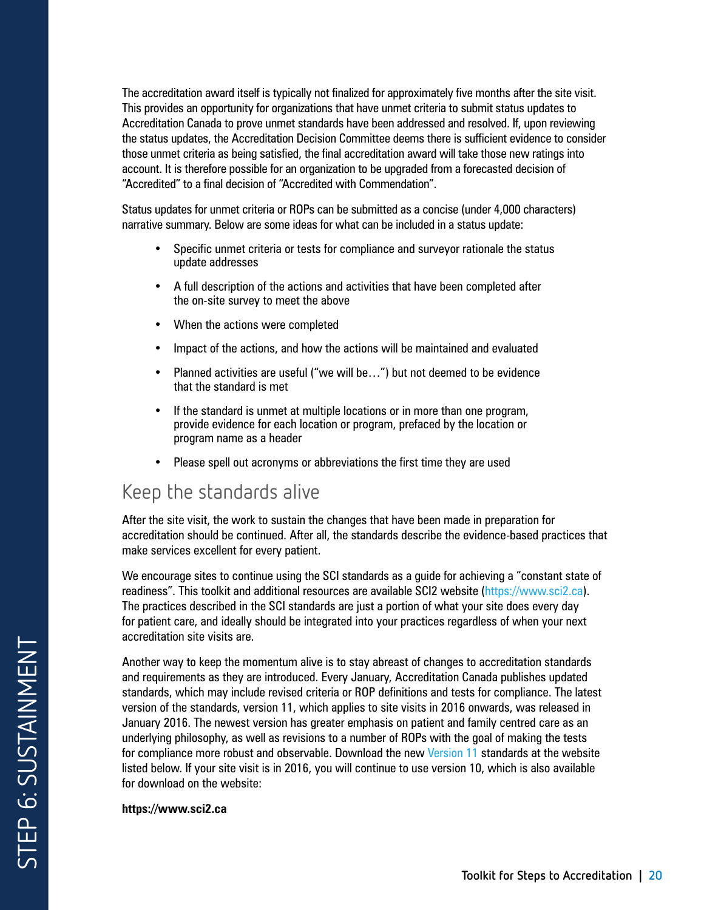The accreditation award itself is typically not finalized for approximately five months after the site visit. This provides an opportunity for organizations that have unmet criteria to submit status updates to Accreditation Canada to prove unmet standards have been addressed and resolved. If, upon reviewing the status updates, the Accreditation Decision Committee deems there is sufficient evidence to consider those unmet criteria as being satisfied, the final accreditation award will take those new ratings into account. It is therefore possible for an organization to be upgraded from a forecasted decision of "Accredited" to a final decision of "Accredited with Commendation".

Status updates for unmet criteria or ROPs can be submitted as a concise (under 4,000 characters) narrative summary. Below are some ideas for what can be included in a status update:

- Specific unmet criteria or tests for compliance and surveyor rationale the status update addresses
- A full description of the actions and activities that have been completed after the on-site survey to meet the above
- When the actions were completed
- Impact of the actions, and how the actions will be maintained and evaluated
- Planned activities are useful ("we will be…") but not deemed to be evidence that the standard is met
- If the standard is unmet at multiple locations or in more than one program, provide evidence for each location or program, prefaced by the location or program name as a header
- Please spell out acronyms or abbreviations the first time they are used

## Keep the standards alive

After the site visit, the work to sustain the changes that have been made in preparation for accreditation should be continued. After all, the standards describe the evidence-based practices that make services excellent for every patient.

We encourage sites to continue using the SCI standards as a guide for achieving a "constant state of readiness". This toolkit and additional resources are available SCI2 website (https://www.sci2.ca). The practices described in the SCI standards are just a portion of what your site does every day for patient care, and ideally should be integrated into your practices regardless of when your next accreditation site visits are.

Another way to keep the momentum alive is to stay abreast of changes to accreditation standards and requirements as they are introduced. Every January, Accreditation Canada publishes updated standards, which may include revised criteria or ROP definitions and tests for compliance. The latest version of the standards, version 11, which applies to site visits in 2016 onwards, was released in January 2016. The newest version has greater emphasis on patient and family centred care as an underlying philosophy, as well as revisions to a number of ROPs with the goal of making the tests for compliance more robust and observable. Download the new Version 11 standards at the website listed below. If your site visit is in 2016, you will continue to use version 10, which is also available for download on the website:

**https://www.sci2.ca**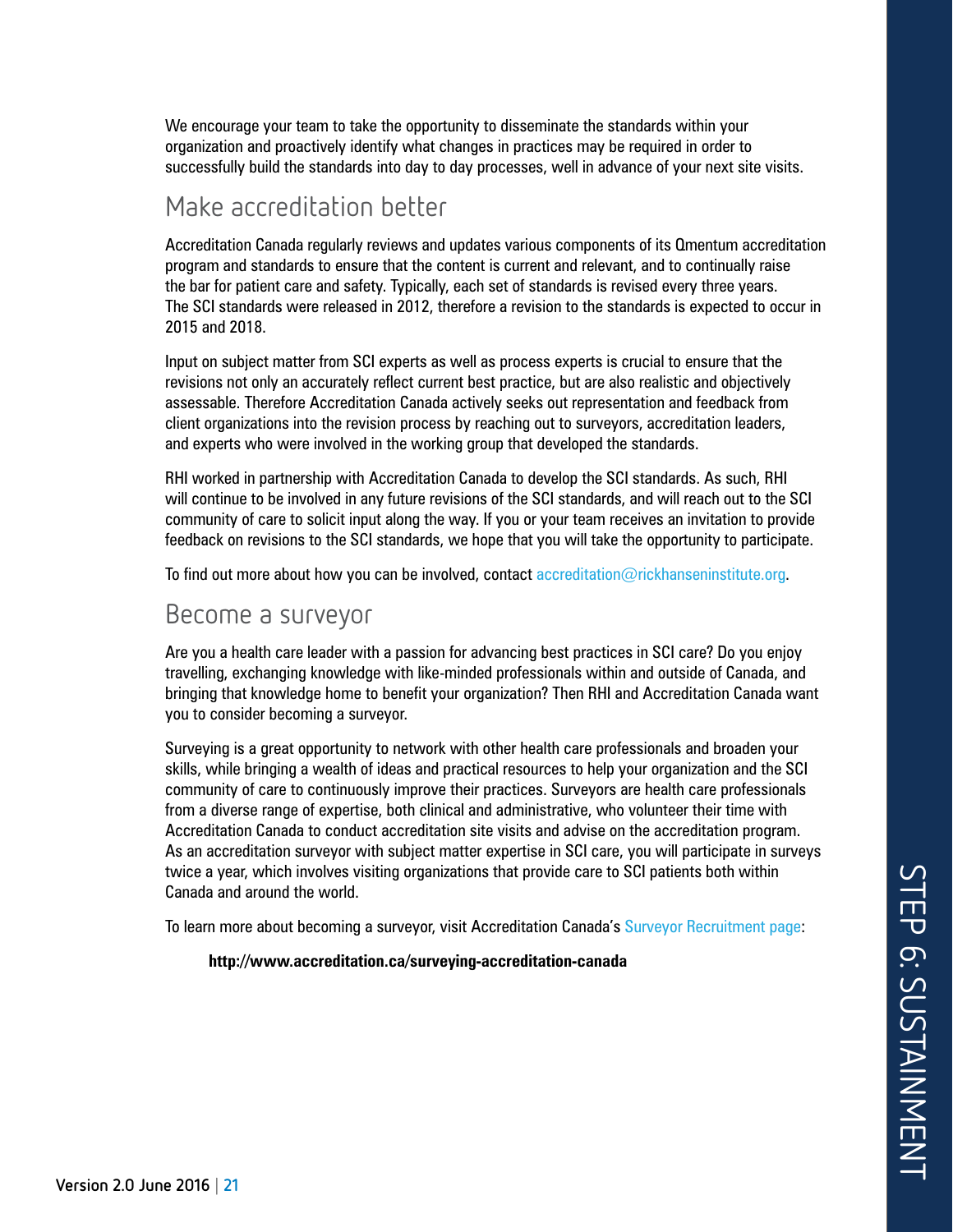We encourage your team to take the opportunity to disseminate the standards within your organization and proactively identify what changes in practices may be required in order to successfully build the standards into day to day processes, well in advance of your next site visits.

## Make accreditation better

Accreditation Canada regularly reviews and updates various components of its Qmentum accreditation program and standards to ensure that the content is current and relevant, and to continually raise the bar for patient care and safety. Typically, each set of standards is revised every three years. The SCI standards were released in 2012, therefore a revision to the standards is expected to occur in 2015 and 2018.

Input on subject matter from SCI experts as well as process experts is crucial to ensure that the revisions not only an accurately reflect current best practice, but are also realistic and objectively assessable. Therefore Accreditation Canada actively seeks out representation and feedback from client organizations into the revision process by reaching out to surveyors, accreditation leaders, and experts who were involved in the working group that developed the standards.

RHI worked in partnership with Accreditation Canada to develop the SCI standards. As such, RHI will continue to be involved in any future revisions of the SCI standards, and will reach out to the SCI community of care to solicit input along the way. If you or your team receives an invitation to provide feedback on revisions to the SCI standards, we hope that you will take the opportunity to participate.

To find out more about how you can be involved, contact accreditation@rickhanseninstitute.org.

## Become a surveyor

Are you a health care leader with a passion for advancing best practices in SCI care? Do you enjoy travelling, exchanging knowledge with like-minded professionals within and outside of Canada, and bringing that knowledge home to benefit your organization? Then RHI and Accreditation Canada want you to consider becoming a surveyor.

Surveying is a great opportunity to network with other health care professionals and broaden your skills, while bringing a wealth of ideas and practical resources to help your organization and the SCI community of care to continuously improve their practices. Surveyors are health care professionals from a diverse range of expertise, both clinical and administrative, who volunteer their time with Accreditation Canada to conduct accreditation site visits and advise on the accreditation program. As an accreditation surveyor with subject matter expertise in SCI care, you will participate in surveys twice a year, which involves visiting organizations that provide care to SCI patients both within Canada and around the world.

To learn more about becoming a surveyor, visit Accreditation Canada's Surveyor Recruitment page:

**http://www.accreditation.ca/surveying-accreditation-canada**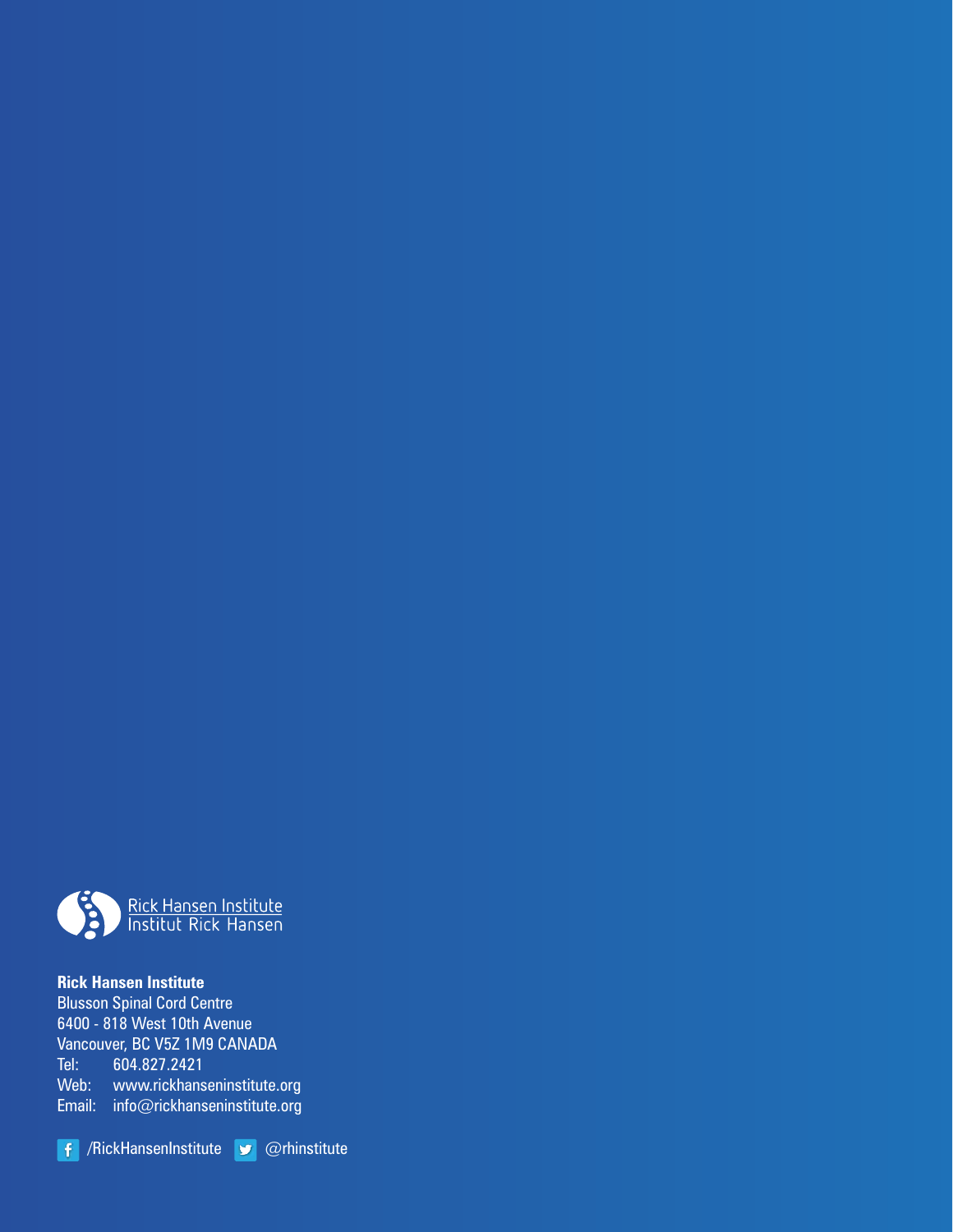Rick Hansen Institute
Institut Rick Hansen

**Rick Hansen Institute**
Blusson Spinal Cord Centre
6400 - 818 West 10th Avenue
Vancouver, BC V5Z 1M9 CANADA
Tel: 604.827.2421
Web: www.rickhanseninstitute.org
Email: info@rickhanseninstitute.org

/RickHansenInstitute @rhinstitute